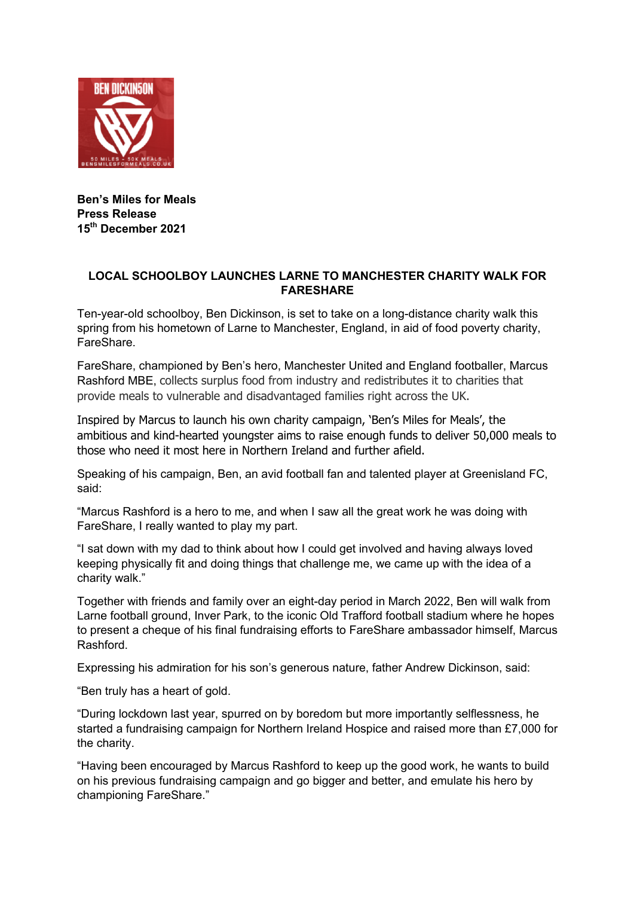**Ben's Miles for Meals**
**Press Release**
**15th December 2021**

## LOCAL SCHOOLBOY LAUNCHES LARNE TO MANCHESTER CHARITY WALK FOR FARESHARE

Ten-year-old schoolboy, Ben Dickinson, is set to take on a long-distance charity walk this spring from his hometown of Larne to Manchester, England, in aid of food poverty charity, FareShare.

FareShare, championed by Ben's hero, Manchester United and England footballer, Marcus Rashford MBE, collects surplus food from industry and redistributes it to charities that provide meals to vulnerable and disadvantaged families right across the UK.

Inspired by Marcus to launch his own charity campaign, 'Ben's Miles for Meals', the ambitious and kind-hearted youngster aims to raise enough funds to deliver 50,000 meals to those who need it most here in Northern Ireland and further afield.

Speaking of his campaign, Ben, an avid football fan and talented player at Greenisland FC, said:

"Marcus Rashford is a hero to me, and when I saw all the great work he was doing with FareShare, I really wanted to play my part.

"I sat down with my dad to think about how I could get involved and having always loved keeping physically fit and doing things that challenge me, we came up with the idea of a charity walk."

Together with friends and family over an eight-day period in March 2022, Ben will walk from Larne football ground, Inver Park, to the iconic Old Trafford football stadium where he hopes to present a cheque of his final fundraising efforts to FareShare ambassador himself, Marcus Rashford.

Expressing his admiration for his son's generous nature, father Andrew Dickinson, said:

"Ben truly has a heart of gold.

"During lockdown last year, spurred on by boredom but more importantly selflessness, he started a fundraising campaign for Northern Ireland Hospice and raised more than £7,000 for the charity.

"Having been encouraged by Marcus Rashford to keep up the good work, he wants to build on his previous fundraising campaign and go bigger and better, and emulate his hero by championing FareShare."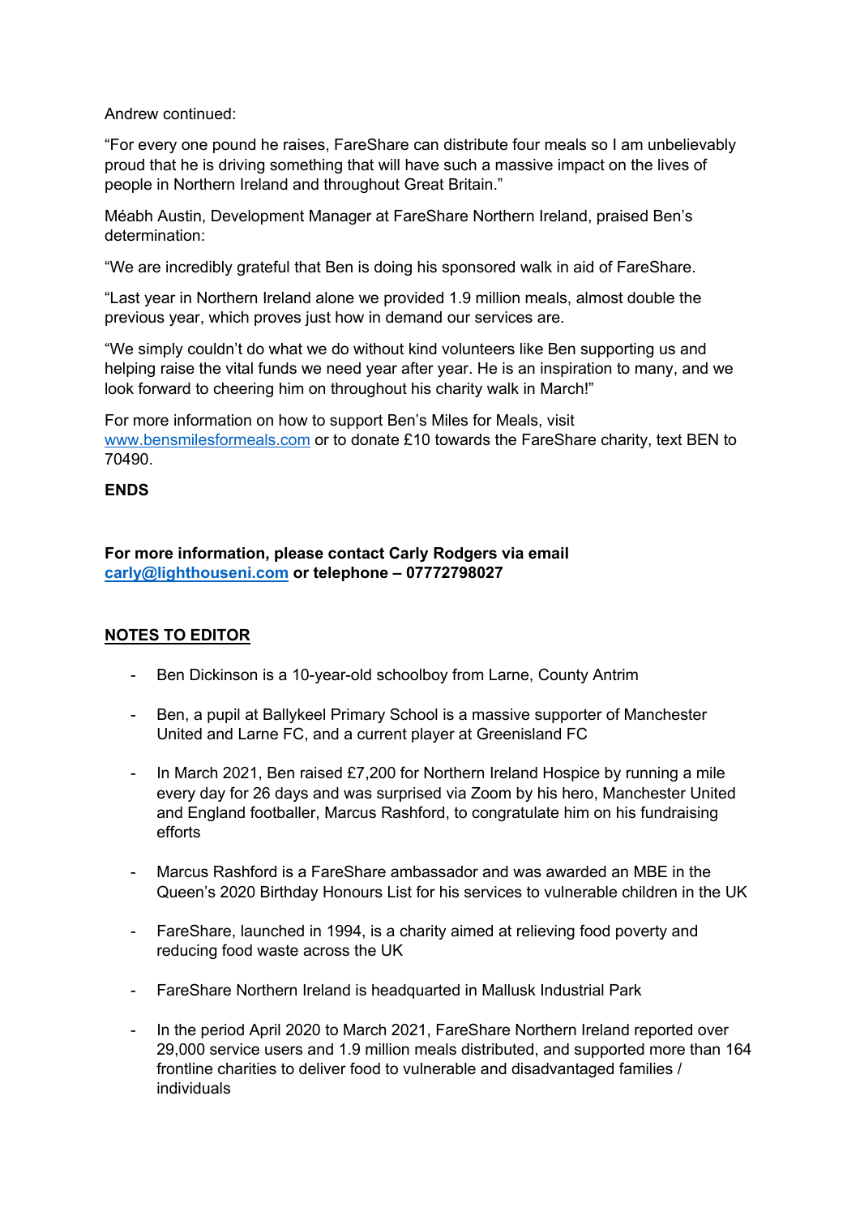Andrew continued:

"For every one pound he raises, FareShare can distribute four meals so I am unbelievably proud that he is driving something that will have such a massive impact on the lives of people in Northern Ireland and throughout Great Britain."

Méabh Austin, Development Manager at FareShare Northern Ireland, praised Ben's determination:

"We are incredibly grateful that Ben is doing his sponsored walk in aid of FareShare.

"Last year in Northern Ireland alone we provided 1.9 million meals, almost double the previous year, which proves just how in demand our services are.

"We simply couldn't do what we do without kind volunteers like Ben supporting us and helping raise the vital funds we need year after year. He is an inspiration to many, and we look forward to cheering him on throughout his charity walk in March!"

For more information on how to support Ben's Miles for Meals, visit [www.bensmilesformeals.com](http://www.bensmilesformeals.com) or to donate £10 towards the FareShare charity, text BEN to 70490.

**ENDS**

**For more information, please contact Carly Rodgers via email [carly@lighthouseni.com](mailto:carly@lighthouseni.com) or telephone – 07772798027**

## NOTES TO EDITOR

- Ben Dickinson is a 10-year-old schoolboy from Larne, County Antrim
- Ben, a pupil at Ballykeel Primary School is a massive supporter of Manchester United and Larne FC, and a current player at Greenisland FC
- In March 2021, Ben raised £7,200 for Northern Ireland Hospice by running a mile every day for 26 days and was surprised via Zoom by his hero, Manchester United and England footballer, Marcus Rashford, to congratulate him on his fundraising efforts
- Marcus Rashford is a FareShare ambassador and was awarded an MBE in the Queen's 2020 Birthday Honours List for his services to vulnerable children in the UK
- FareShare, launched in 1994, is a charity aimed at relieving food poverty and reducing food waste across the UK
- FareShare Northern Ireland is headquarted in Mallusk Industrial Park
- In the period April 2020 to March 2021, FareShare Northern Ireland reported over 29,000 service users and 1.9 million meals distributed, and supported more than 164 frontline charities to deliver food to vulnerable and disadvantaged families / individuals